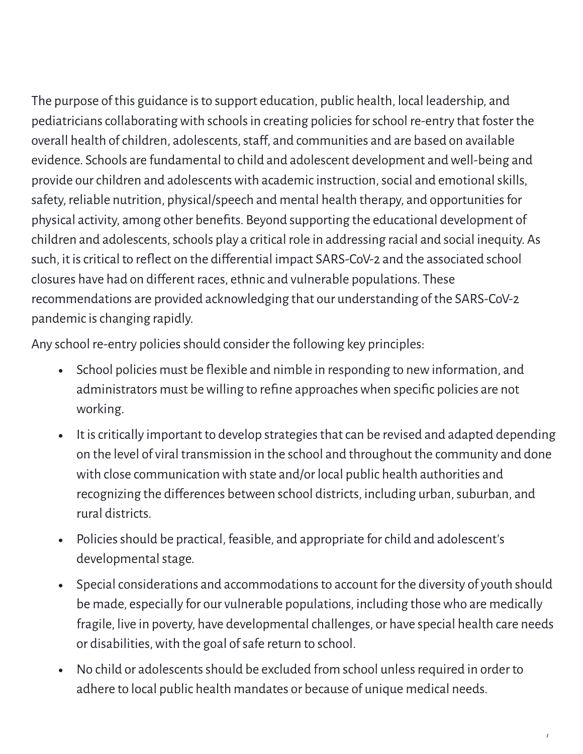The purpose of this guidance is to support education, public health, local leadership, and pediatricians collaborating with schools in creating policies for school re-entry that foster the overall health of children, adolescents, staff, and communities and are based on available evidence. Schools are fundamental to child and adolescent development and well-being and provide our children and adolescents with academic instruction, social and emotional skills, safety, reliable nutrition, physical/speech and mental health therapy, and opportunities for physical activity, among other benefits. Beyond supporting the educational development of children and adolescents, schools play a critical role in addressing racial and social inequity. As such, it is critical to reflect on the differential impact SARS-CoV-2 and the associated school closures have had on different races, ethnic and vulnerable populations. These recommendations are provided acknowledging that our understanding of the SARS-CoV-2 pandemic is changing rapidly.

Any school re-entry policies should consider the following key principles:

- School policies must be flexible and nimble in responding to new information, and administrators must be willing to refine approaches when specific policies are not working.
- It is critically important to develop strategies that can be revised and adapted depending on the level of viral transmission in the school and throughout the community and done with close communication with state and/or local public health authorities and recognizing the differences between school districts, including urban, suburban, and rural districts.
- Policies should be practical, feasible, and appropriate for child and adolescent's developmental stage.
- Special considerations and accommodations to account for the diversity of youth should be made, especially for our vulnerable populations, including those who are medically fragile, live in poverty, have developmental challenges, or have special health care needs or disabilities, with the goal of safe return to school.
- No child or adolescents should be excluded from school unless required in order to adhere to local public health mandates or because of unique medical needs.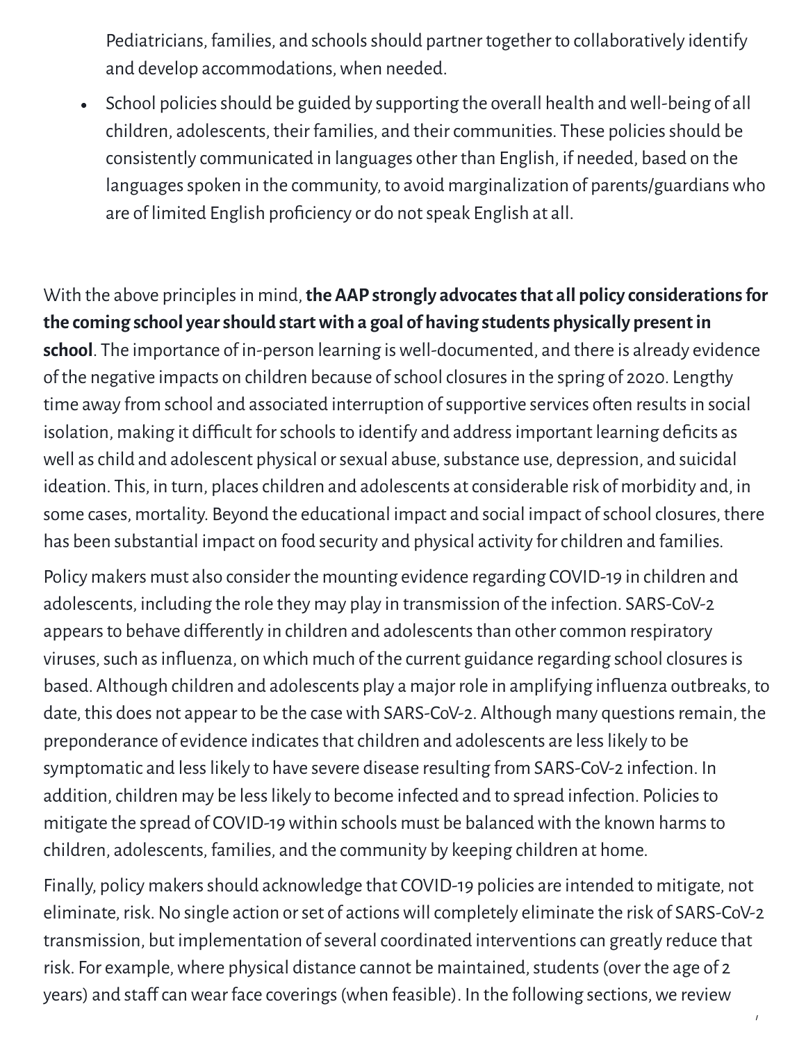Pediatricians, families, and schools should partner together to collaboratively identify and develop accommodations, when needed.

- School policies should be guided by supporting the overall health and well-being of all children, adolescents, their families, and their communities. These policies should be consistently communicated in languages other than English, if needed, based on the languages spoken in the community, to avoid marginalization of parents/guardians who are of limited English proficiency or do not speak English at all.

With the above principles in mind, **the AAP strongly advocates that all policy considerations for the coming school year should start with a goal of having students physically present in school**. The importance of in-person learning is well-documented, and there is already evidence of the negative impacts on children because of school closures in the spring of 2020. Lengthy time away from school and associated interruption of supportive services often results in social isolation, making it difficult for schools to identify and address important learning deficits as well as child and adolescent physical or sexual abuse, substance use, depression, and suicidal ideation. This, in turn, places children and adolescents at considerable risk of morbidity and, in some cases, mortality. Beyond the educational impact and social impact of school closures, there has been substantial impact on food security and physical activity for children and families.

Policy makers must also consider the mounting evidence regarding COVID-19 in children and adolescents, including the role they may play in transmission of the infection. SARS-CoV-2 appears to behave differently in children and adolescents than other common respiratory viruses, such as influenza, on which much of the current guidance regarding school closures is based. Although children and adolescents play a major role in amplifying influenza outbreaks, to date, this does not appear to be the case with SARS-CoV-2. Although many questions remain, the preponderance of evidence indicates that children and adolescents are less likely to be symptomatic and less likely to have severe disease resulting from SARS-CoV-2 infection. In addition, children may be less likely to become infected and to spread infection. Policies to mitigate the spread of COVID-19 within schools must be balanced with the known harms to children, adolescents, families, and the community by keeping children at home.

Finally, policy makers should acknowledge that COVID-19 policies are intended to mitigate, not eliminate, risk. No single action or set of actions will completely eliminate the risk of SARS-CoV-2 transmission, but implementation of several coordinated interventions can greatly reduce that risk. For example, where physical distance cannot be maintained, students (over the age of 2 years) and staff can wear face coverings (when feasible). In the following sections, we review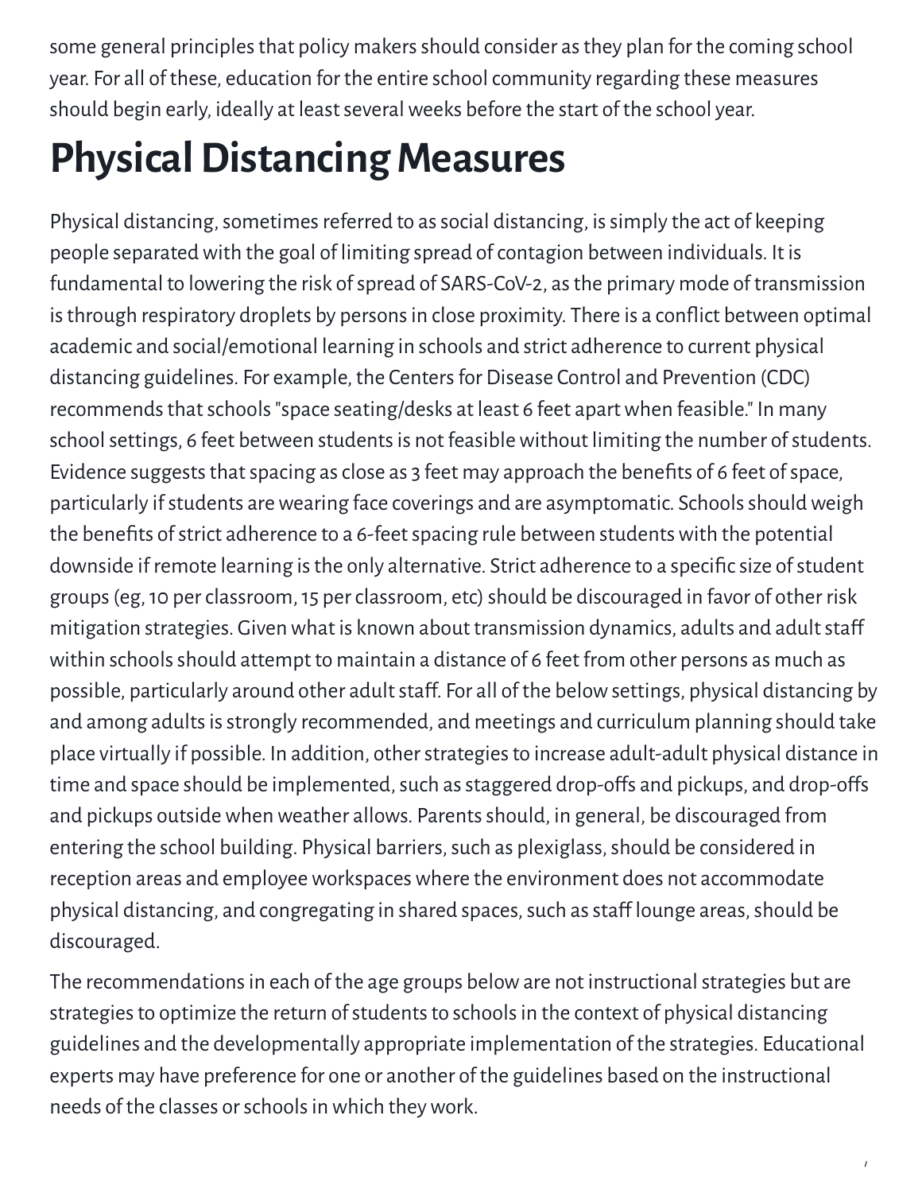some general principles that policy makers should consider as they plan for the coming school year. For all of these, education for the entire school community regarding these measures should begin early, ideally at least several weeks before the start of the school year.

# Physical Distancing Measures

Physical distancing, sometimes referred to as social distancing, is simply the act of keeping people separated with the goal of limiting spread of contagion between individuals. It is fundamental to lowering the risk of spread of SARS-CoV-2, as the primary mode of transmission is through respiratory droplets by persons in close proximity. There is a conflict between optimal academic and social/emotional learning in schools and strict adherence to current physical distancing guidelines. For example, the Centers for Disease Control and Prevention (CDC) recommends that schools "space seating/desks at least 6 feet apart when feasible." In many school settings, 6 feet between students is not feasible without limiting the number of students. Evidence suggests that spacing as close as 3 feet may approach the benefits of 6 feet of space, particularly if students are wearing face coverings and are asymptomatic. Schools should weigh the benefits of strict adherence to a 6-feet spacing rule between students with the potential downside if remote learning is the only alternative. Strict adherence to a specific size of student groups (eg, 10 per classroom, 15 per classroom, etc) should be discouraged in favor of other risk mitigation strategies. Given what is known about transmission dynamics, adults and adult staff within schools should attempt to maintain a distance of 6 feet from other persons as much as possible, particularly around other adult staff. For all of the below settings, physical distancing by and among adults is strongly recommended, and meetings and curriculum planning should take place virtually if possible. In addition, other strategies to increase adult-adult physical distance in time and space should be implemented, such as staggered drop-offs and pickups, and drop-offs and pickups outside when weather allows. Parents should, in general, be discouraged from entering the school building. Physical barriers, such as plexiglass, should be considered in reception areas and employee workspaces where the environment does not accommodate physical distancing, and congregating in shared spaces, such as staff lounge areas, should be discouraged.

The recommendations in each of the age groups below are not instructional strategies but are strategies to optimize the return of students to schools in the context of physical distancing guidelines and the developmentally appropriate implementation of the strategies. Educational experts may have preference for one or another of the guidelines based on the instructional needs of the classes or schools in which they work.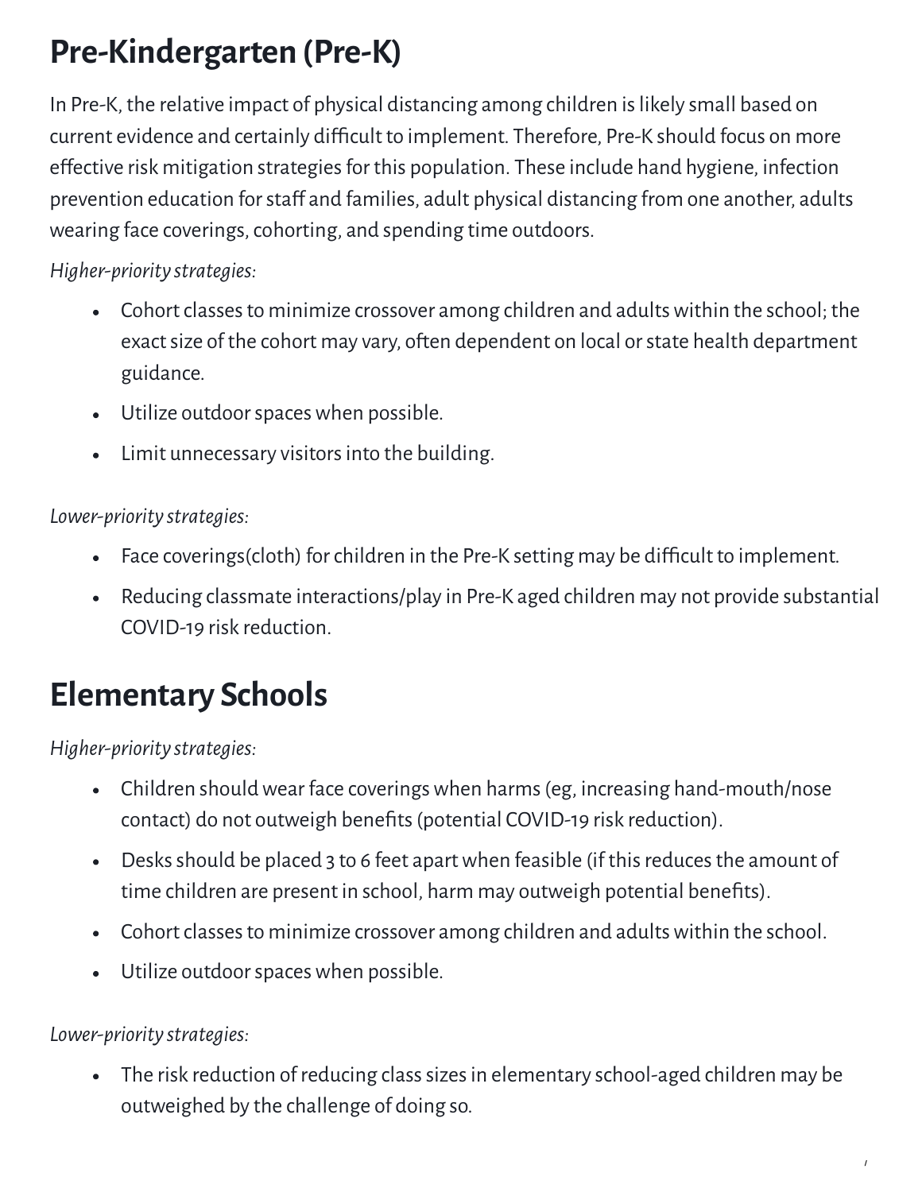# Pre-Kindergarten (Pre-K)

In Pre-K, the relative impact of physical distancing among children is likely small based on current evidence and certainly difficult to implement. Therefore, Pre-K should focus on more effective risk mitigation strategies for this population. These include hand hygiene, infection prevention education for staff and families, adult physical distancing from one another, adults wearing face coverings, cohorting, and spending time outdoors.

*Higher-priority strategies:*

- Cohort classes to minimize crossover among children and adults within the school; the exact size of the cohort may vary, often dependent on local or state health department guidance.
- Utilize outdoor spaces when possible.
- Limit unnecessary visitors into the building.

*Lower-priority strategies:*

- Face coverings(cloth) for children in the Pre-K setting may be difficult to implement.
- Reducing classmate interactions/play in Pre-K aged children may not provide substantial COVID-19 risk reduction.

# Elementary Schools

*Higher-priority strategies:*

- Children should wear face coverings when harms (eg, increasing hand-mouth/nose contact) do not outweigh benefits (potential COVID-19 risk reduction).
- Desks should be placed 3 to 6 feet apart when feasible (if this reduces the amount of time children are present in school, harm may outweigh potential benefits).
- Cohort classes to minimize crossover among children and adults within the school.
- Utilize outdoor spaces when possible.

*Lower-priority strategies:*

- The risk reduction of reducing class sizes in elementary school-aged children may be outweighed by the challenge of doing so.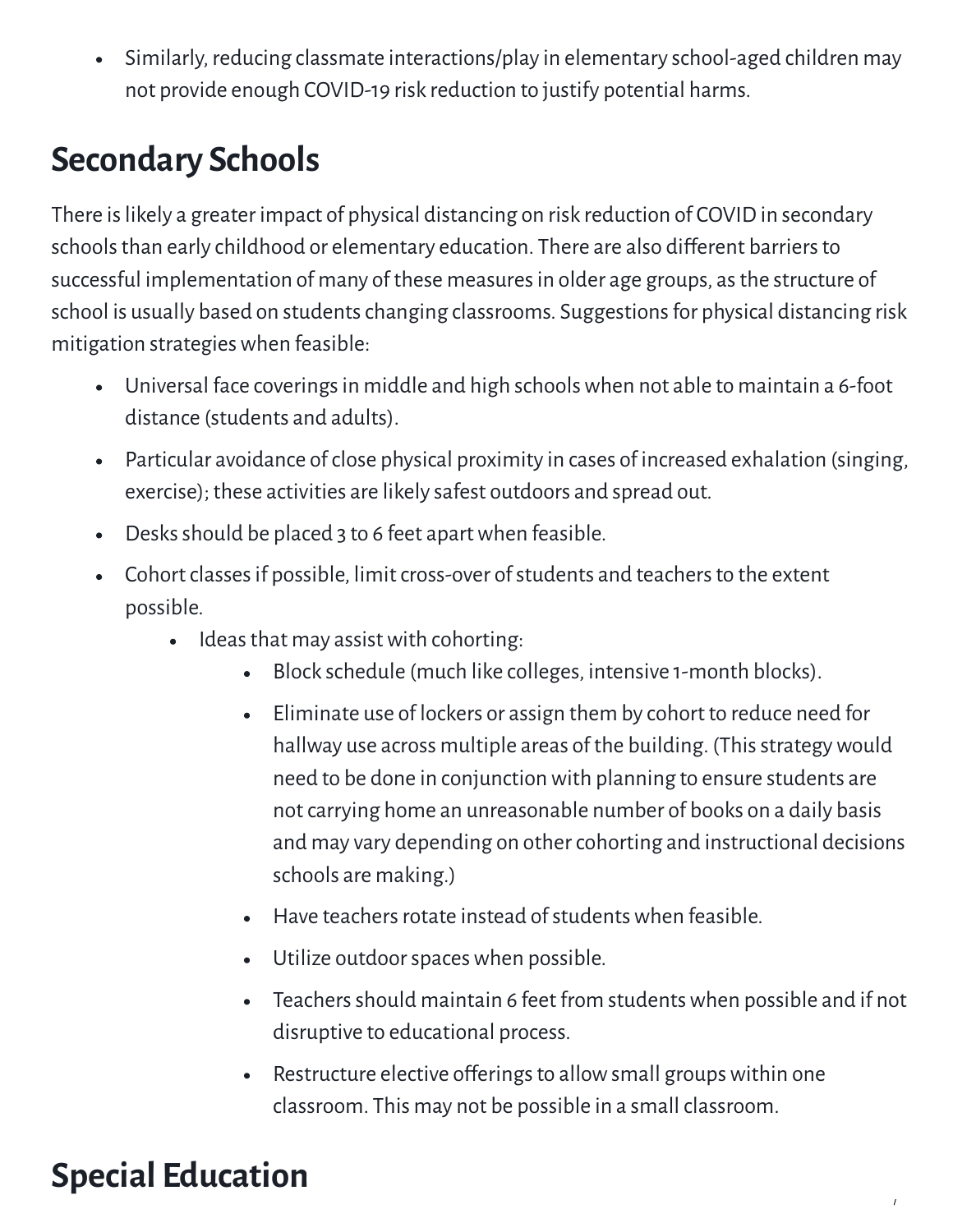- Similarly, reducing classmate interactions/play in elementary school-aged children may not provide enough COVID-19 risk reduction to justify potential harms.

## Secondary Schools

There is likely a greater impact of physical distancing on risk reduction of COVID in secondary schools than early childhood or elementary education. There are also different barriers to successful implementation of many of these measures in older age groups, as the structure of school is usually based on students changing classrooms. Suggestions for physical distancing risk mitigation strategies when feasible:

- Universal face coverings in middle and high schools when not able to maintain a 6-foot distance (students and adults).
- Particular avoidance of close physical proximity in cases of increased exhalation (singing, exercise); these activities are likely safest outdoors and spread out.
- Desks should be placed 3 to 6 feet apart when feasible.
- Cohort classes if possible, limit cross-over of students and teachers to the extent possible.
    - Ideas that may assist with cohorting:
        - Block schedule (much like colleges, intensive 1-month blocks).
        - Eliminate use of lockers or assign them by cohort to reduce need for hallway use across multiple areas of the building. (This strategy would need to be done in conjunction with planning to ensure students are not carrying home an unreasonable number of books on a daily basis and may vary depending on other cohorting and instructional decisions schools are making.)
        - Have teachers rotate instead of students when feasible.
        - Utilize outdoor spaces when possible.
        - Teachers should maintain 6 feet from students when possible and if not disruptive to educational process.
        - Restructure elective offerings to allow small groups within one classroom. This may not be possible in a small classroom.

## Special Education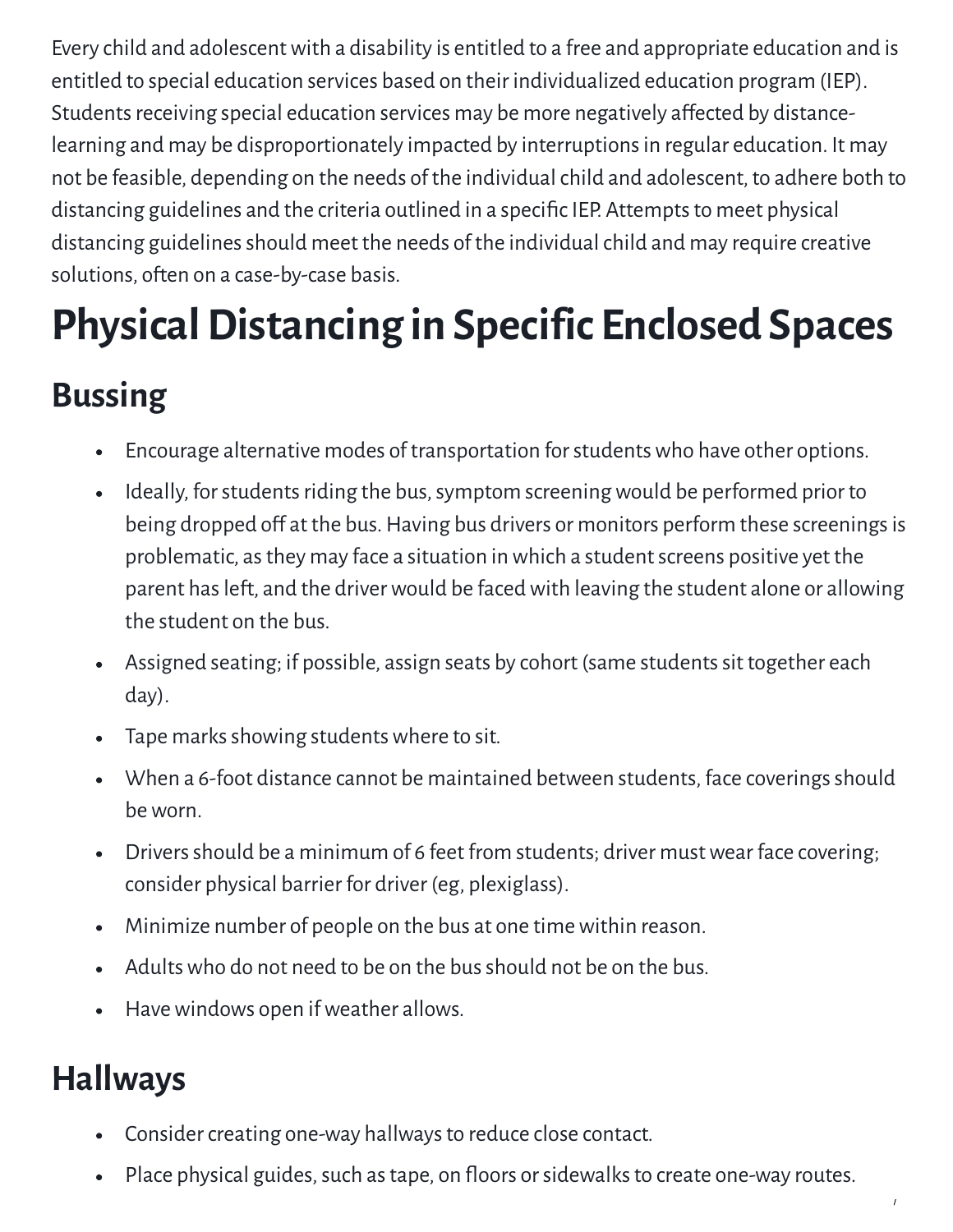Every child and adolescent with a disability is entitled to a free and appropriate education and is entitled to special education services based on their individualized education program (IEP). Students receiving special education services may be more negatively affected by distance-learning and may be disproportionately impacted by interruptions in regular education. It may not be feasible, depending on the needs of the individual child and adolescent, to adhere both to distancing guidelines and the criteria outlined in a specific IEP. Attempts to meet physical distancing guidelines should meet the needs of the individual child and may require creative solutions, often on a case-by-case basis.

# Physical Distancing in Specific Enclosed Spaces

## Bussing

- Encourage alternative modes of transportation for students who have other options.
- Ideally, for students riding the bus, symptom screening would be performed prior to being dropped off at the bus. Having bus drivers or monitors perform these screenings is problematic, as they may face a situation in which a student screens positive yet the parent has left, and the driver would be faced with leaving the student alone or allowing the student on the bus.
- Assigned seating; if possible, assign seats by cohort (same students sit together each day).
- Tape marks showing students where to sit.
- When a 6-foot distance cannot be maintained between students, face coverings should be worn.
- Drivers should be a minimum of 6 feet from students; driver must wear face covering; consider physical barrier for driver (eg, plexiglass).
- Minimize number of people on the bus at one time within reason.
- Adults who do not need to be on the bus should not be on the bus.
- Have windows open if weather allows.

## Hallways

- Consider creating one-way hallways to reduce close contact.
- Place physical guides, such as tape, on floors or sidewalks to create one-way routes.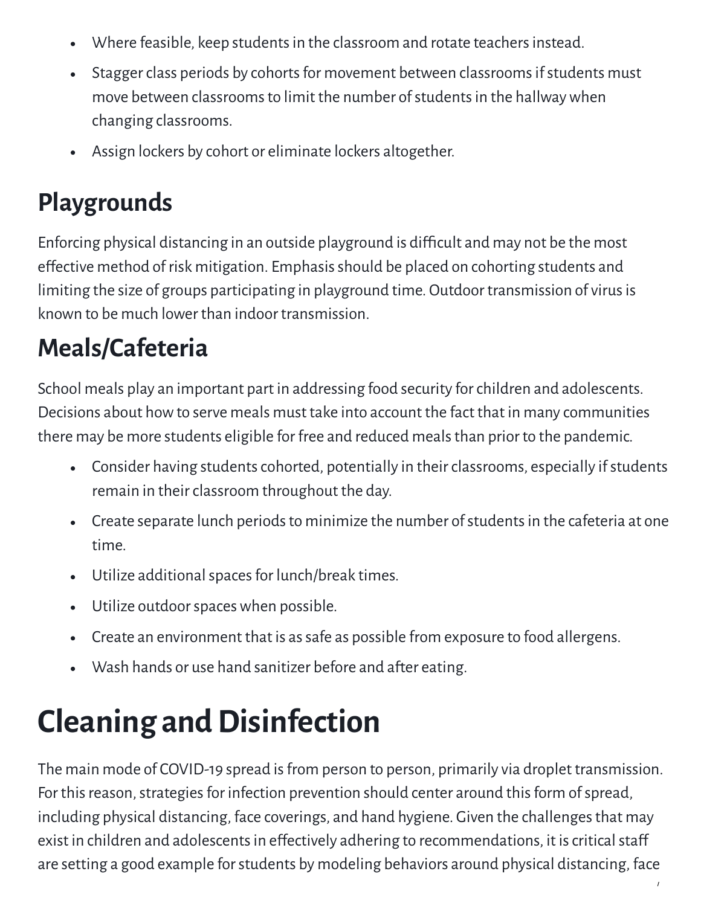- Where feasible, keep students in the classroom and rotate teachers instead.
- Stagger class periods by cohorts for movement between classrooms if students must move between classrooms to limit the number of students in the hallway when changing classrooms.
- Assign lockers by cohort or eliminate lockers altogether.

## Playgrounds

Enforcing physical distancing in an outside playground is difficult and may not be the most effective method of risk mitigation. Emphasis should be placed on cohorting students and limiting the size of groups participating in playground time. Outdoor transmission of virus is known to be much lower than indoor transmission.

## Meals/Cafeteria

School meals play an important part in addressing food security for children and adolescents. Decisions about how to serve meals must take into account the fact that in many communities there may be more students eligible for free and reduced meals than prior to the pandemic.

- Consider having students cohorted, potentially in their classrooms, especially if students remain in their classroom throughout the day.
- Create separate lunch periods to minimize the number of students in the cafeteria at one time.
- Utilize additional spaces for lunch/break times.
- Utilize outdoor spaces when possible.
- Create an environment that is as safe as possible from exposure to food allergens.
- Wash hands or use hand sanitizer before and after eating.

# Cleaning and Disinfection

The main mode of COVID-19 spread is from person to person, primarily via droplet transmission. For this reason, strategies for infection prevention should center around this form of spread, including physical distancing, face coverings, and hand hygiene. Given the challenges that may exist in children and adolescents in effectively adhering to recommendations, it is critical staff are setting a good example for students by modeling behaviors around physical distancing, face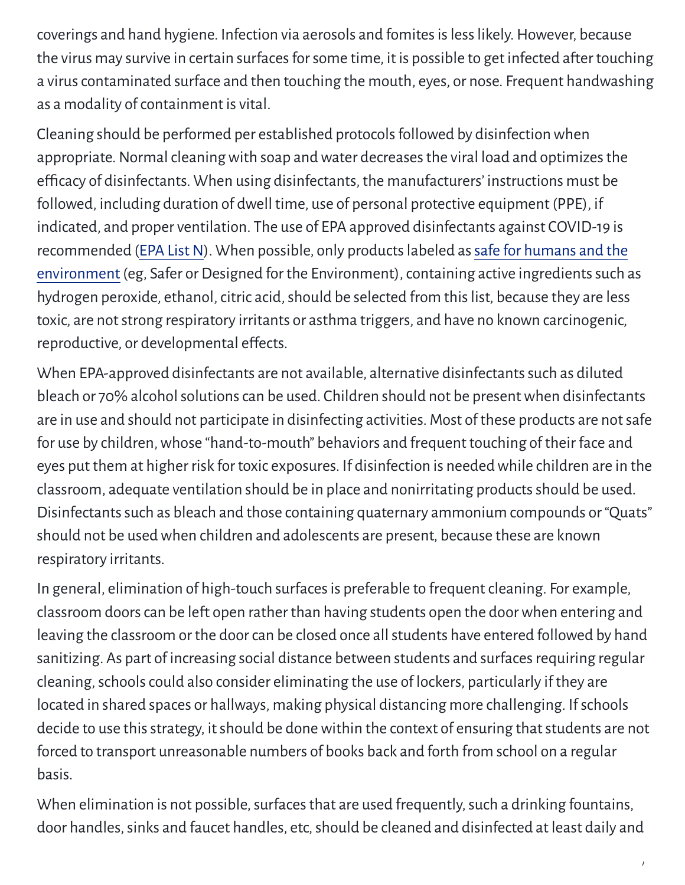coverings and hand hygiene. Infection via aerosols and fomites is less likely. However, because the virus may survive in certain surfaces for some time, it is possible to get infected after touching a virus contaminated surface and then touching the mouth, eyes, or nose. Frequent handwashing as a modality of containment is vital.

Cleaning should be performed per established protocols followed by disinfection when appropriate. Normal cleaning with soap and water decreases the viral load and optimizes the efficacy of disinfectants. When using disinfectants, the manufacturers' instructions must be followed, including duration of dwell time, use of personal protective equipment (PPE), if indicated, and proper ventilation. The use of EPA approved disinfectants against COVID-19 is recommended (EPA List N). When possible, only products labeled as safe for humans and the environment (eg, Safer or Designed for the Environment), containing active ingredients such as hydrogen peroxide, ethanol, citric acid, should be selected from this list, because they are less toxic, are not strong respiratory irritants or asthma triggers, and have no known carcinogenic, reproductive, or developmental effects.

When EPA-approved disinfectants are not available, alternative disinfectants such as diluted bleach or 70% alcohol solutions can be used. Children should not be present when disinfectants are in use and should not participate in disinfecting activities. Most of these products are not safe for use by children, whose "hand-to-mouth" behaviors and frequent touching of their face and eyes put them at higher risk for toxic exposures. If disinfection is needed while children are in the classroom, adequate ventilation should be in place and nonirritating products should be used. Disinfectants such as bleach and those containing quaternary ammonium compounds or "Quats" should not be used when children and adolescents are present, because these are known respiratory irritants.

In general, elimination of high-touch surfaces is preferable to frequent cleaning. For example, classroom doors can be left open rather than having students open the door when entering and leaving the classroom or the door can be closed once all students have entered followed by hand sanitizing. As part of increasing social distance between students and surfaces requiring regular cleaning, schools could also consider eliminating the use of lockers, particularly if they are located in shared spaces or hallways, making physical distancing more challenging. If schools decide to use this strategy, it should be done within the context of ensuring that students are not forced to transport unreasonable numbers of books back and forth from school on a regular basis.

When elimination is not possible, surfaces that are used frequently, such a drinking fountains, door handles, sinks and faucet handles, etc, should be cleaned and disinfected at least daily and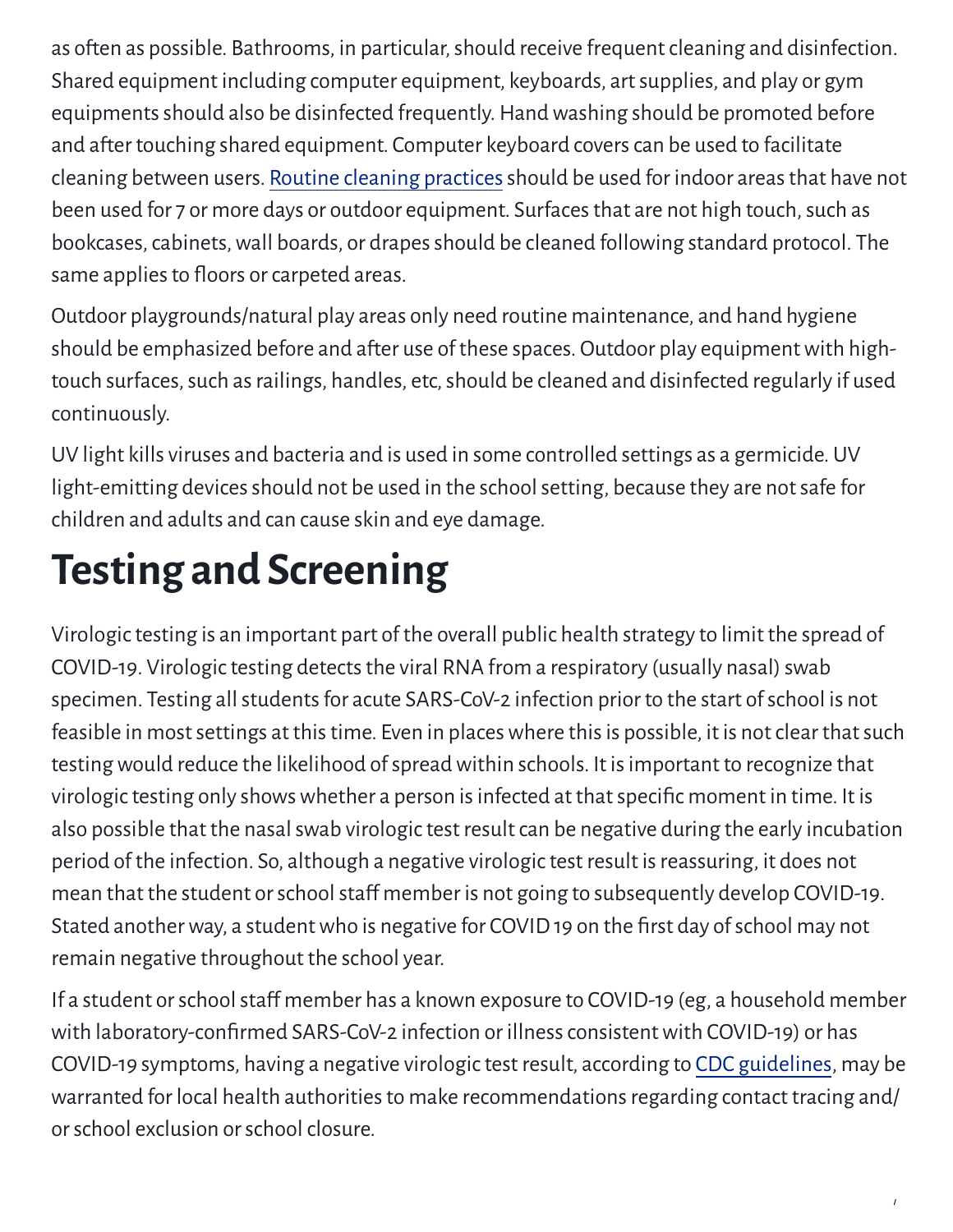as often as possible. Bathrooms, in particular, should receive frequent cleaning and disinfection. Shared equipment including computer equipment, keyboards, art supplies, and play or gym equipments should also be disinfected frequently. Hand washing should be promoted before and after touching shared equipment. Computer keyboard covers can be used to facilitate cleaning between users. Routine cleaning practices should be used for indoor areas that have not been used for 7 or more days or outdoor equipment. Surfaces that are not high touch, such as bookcases, cabinets, wall boards, or drapes should be cleaned following standard protocol. The same applies to floors or carpeted areas.

Outdoor playgrounds/natural play areas only need routine maintenance, and hand hygiene should be emphasized before and after use of these spaces. Outdoor play equipment with high-touch surfaces, such as railings, handles, etc, should be cleaned and disinfected regularly if used continuously.

UV light kills viruses and bacteria and is used in some controlled settings as a germicide. UV light-emitting devices should not be used in the school setting, because they are not safe for children and adults and can cause skin and eye damage.

# Testing and Screening

Virologic testing is an important part of the overall public health strategy to limit the spread of COVID-19. Virologic testing detects the viral RNA from a respiratory (usually nasal) swab specimen. Testing all students for acute SARS-CoV-2 infection prior to the start of school is not feasible in most settings at this time. Even in places where this is possible, it is not clear that such testing would reduce the likelihood of spread within schools. It is important to recognize that virologic testing only shows whether a person is infected at that specific moment in time. It is also possible that the nasal swab virologic test result can be negative during the early incubation period of the infection. So, although a negative virologic test result is reassuring, it does not mean that the student or school staff member is not going to subsequently develop COVID-19. Stated another way, a student who is negative for COVID 19 on the first day of school may not remain negative throughout the school year.

If a student or school staff member has a known exposure to COVID-19 (eg, a household member with laboratory-confirmed SARS-CoV-2 infection or illness consistent with COVID-19) or has COVID-19 symptoms, having a negative virologic test result, according to CDC guidelines, may be warranted for local health authorities to make recommendations regarding contact tracing and/or school exclusion or school closure.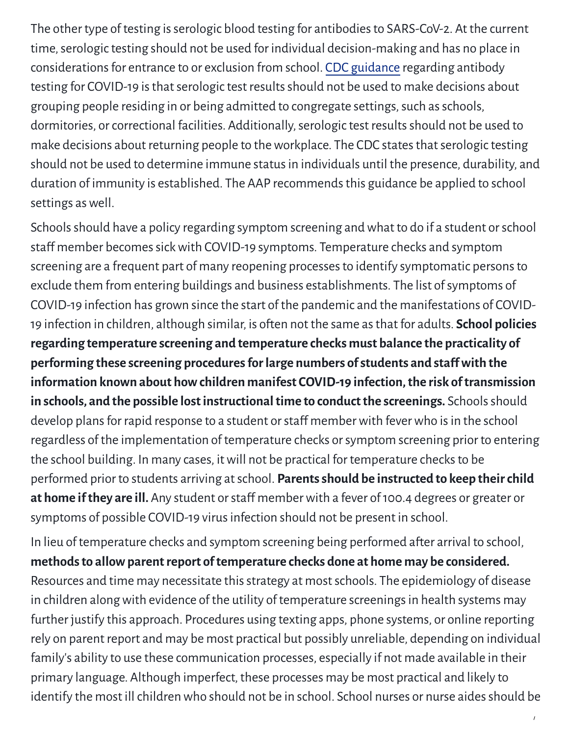The other type of testing is serologic blood testing for antibodies to SARS-CoV-2. At the current time, serologic testing should not be used for individual decision-making and has no place in considerations for entrance to or exclusion from school. [CDC guidance] regarding antibody testing for COVID-19 is that serologic test results should not be used to make decisions about grouping people residing in or being admitted to congregate settings, such as schools, dormitories, or correctional facilities. Additionally, serologic test results should not be used to make decisions about returning people to the workplace. The CDC states that serologic testing should not be used to determine immune status in individuals until the presence, durability, and duration of immunity is established. The AAP recommends this guidance be applied to school settings as well.

Schools should have a policy regarding symptom screening and what to do if a student or school staff member becomes sick with COVID-19 symptoms. Temperature checks and symptom screening are a frequent part of many reopening processes to identify symptomatic persons to exclude them from entering buildings and business establishments. The list of symptoms of COVID-19 infection has grown since the start of the pandemic and the manifestations of COVID-19 infection in children, although similar, is often not the same as that for adults. **School policies regarding temperature screening and temperature checks must balance the practicality of performing these screening procedures for large numbers of students and staff with the information known about how children manifest COVID-19 infection, the risk of transmission in schools, and the possible lost instructional time to conduct the screenings.** Schools should develop plans for rapid response to a student or staff member with fever who is in the school regardless of the implementation of temperature checks or symptom screening prior to entering the school building. In many cases, it will not be practical for temperature checks to be performed prior to students arriving at school. **Parents should be instructed to keep their child at home if they are ill.** Any student or staff member with a fever of 100.4 degrees or greater or symptoms of possible COVID-19 virus infection should not be present in school.

In lieu of temperature checks and symptom screening being performed after arrival to school, **methods to allow parent report of temperature checks done at home may be considered.** Resources and time may necessitate this strategy at most schools. The epidemiology of disease in children along with evidence of the utility of temperature screenings in health systems may further justify this approach. Procedures using texting apps, phone systems, or online reporting rely on parent report and may be most practical but possibly unreliable, depending on individual family's ability to use these communication processes, especially if not made available in their primary language. Although imperfect, these processes may be most practical and likely to identify the most ill children who should not be in school. School nurses or nurse aides should be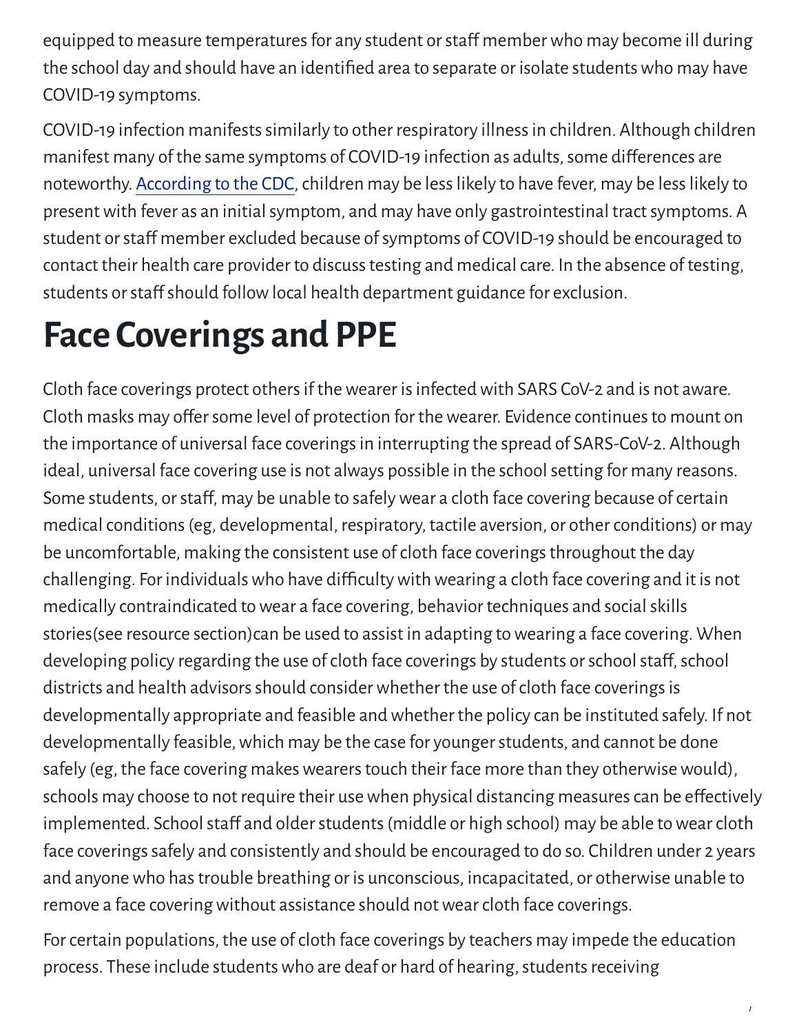equipped to measure temperatures for any student or staff member who may become ill during the school day and should have an identified area to separate or isolate students who may have COVID-19 symptoms.

COVID-19 infection manifests similarly to other respiratory illness in children. Although children manifest many of the same symptoms of COVID-19 infection as adults, some differences are noteworthy. According to the CDC, children may be less likely to have fever, may be less likely to present with fever as an initial symptom, and may have only gastrointestinal tract symptoms. A student or staff member excluded because of symptoms of COVID-19 should be encouraged to contact their health care provider to discuss testing and medical care. In the absence of testing, students or staff should follow local health department guidance for exclusion.

# Face Coverings and PPE

Cloth face coverings protect others if the wearer is infected with SARS CoV-2 and is not aware. Cloth masks may offer some level of protection for the wearer. Evidence continues to mount on the importance of universal face coverings in interrupting the spread of SARS-CoV-2. Although ideal, universal face covering use is not always possible in the school setting for many reasons. Some students, or staff, may be unable to safely wear a cloth face covering because of certain medical conditions (eg, developmental, respiratory, tactile aversion, or other conditions) or may be uncomfortable, making the consistent use of cloth face coverings throughout the day challenging. For individuals who have difficulty with wearing a cloth face covering and it is not medically contraindicated to wear a face covering, behavior techniques and social skills stories(see resource section)can be used to assist in adapting to wearing a face covering. When developing policy regarding the use of cloth face coverings by students or school staff, school districts and health advisors should consider whether the use of cloth face coverings is developmentally appropriate and feasible and whether the policy can be instituted safely. If not developmentally feasible, which may be the case for younger students, and cannot be done safely (eg, the face covering makes wearers touch their face more than they otherwise would), schools may choose to not require their use when physical distancing measures can be effectively implemented. School staff and older students (middle or high school) may be able to wear cloth face coverings safely and consistently and should be encouraged to do so. Children under 2 years and anyone who has trouble breathing or is unconscious, incapacitated, or otherwise unable to remove a face covering without assistance should not wear cloth face coverings.

For certain populations, the use of cloth face coverings by teachers may impede the education process. These include students who are deaf or hard of hearing, students receiving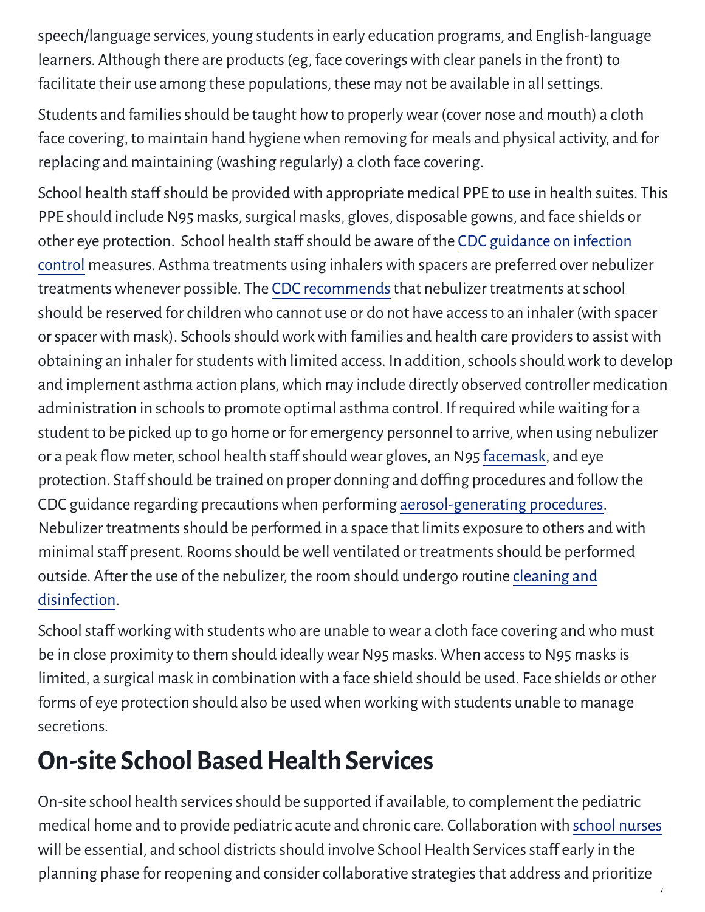speech/language services, young students in early education programs, and English-language learners. Although there are products (eg, face coverings with clear panels in the front) to facilitate their use among these populations, these may not be available in all settings.

Students and families should be taught how to properly wear (cover nose and mouth) a cloth face covering, to maintain hand hygiene when removing for meals and physical activity, and for replacing and maintaining (washing regularly) a cloth face covering.

School health staff should be provided with appropriate medical PPE to use in health suites. This PPE should include N95 masks, surgical masks, gloves, disposable gowns, and face shields or other eye protection. School health staff should be aware of the CDC guidance on infection control measures. Asthma treatments using inhalers with spacers are preferred over nebulizer treatments whenever possible. The CDC recommends that nebulizer treatments at school should be reserved for children who cannot use or do not have access to an inhaler (with spacer or spacer with mask). Schools should work with families and health care providers to assist with obtaining an inhaler for students with limited access. In addition, schools should work to develop and implement asthma action plans, which may include directly observed controller medication administration in schools to promote optimal asthma control. If required while waiting for a student to be picked up to go home or for emergency personnel to arrive, when using nebulizer or a peak flow meter, school health staff should wear gloves, an N95 facemask, and eye protection. Staff should be trained on proper donning and doffing procedures and follow the CDC guidance regarding precautions when performing aerosol-generating procedures. Nebulizer treatments should be performed in a space that limits exposure to others and with minimal staff present. Rooms should be well ventilated or treatments should be performed outside. After the use of the nebulizer, the room should undergo routine cleaning and disinfection.

School staff working with students who are unable to wear a cloth face covering and who must be in close proximity to them should ideally wear N95 masks. When access to N95 masks is limited, a surgical mask in combination with a face shield should be used. Face shields or other forms of eye protection should also be used when working with students unable to manage secretions.

## On-site School Based Health Services

On-site school health services should be supported if available, to complement the pediatric medical home and to provide pediatric acute and chronic care. Collaboration with school nurses will be essential, and school districts should involve School Health Services staff early in the planning phase for reopening and consider collaborative strategies that address and prioritize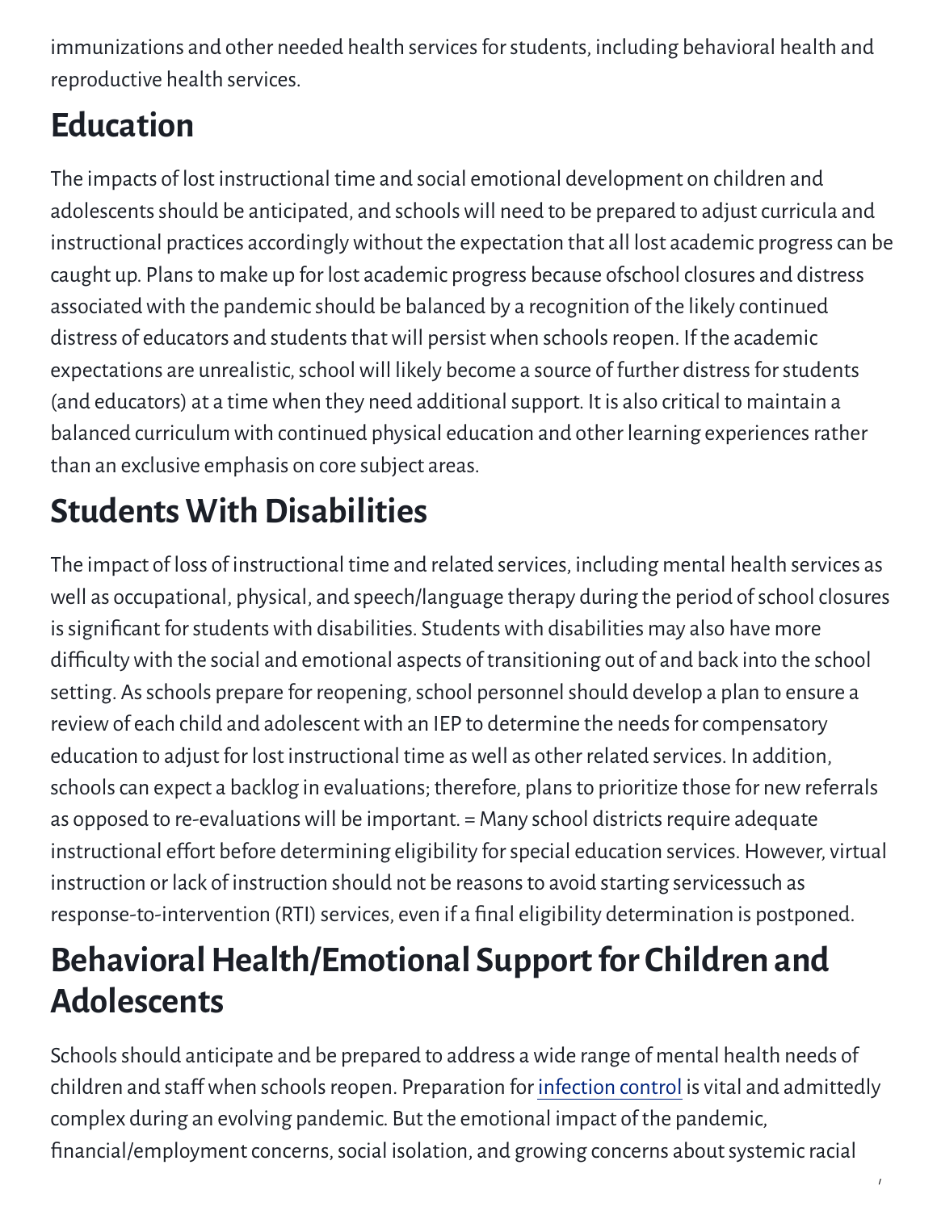immunizations and other needed health services for students, including behavioral health and reproductive health services.

## Education

The impacts of lost instructional time and social emotional development on children and adolescents should be anticipated, and schools will need to be prepared to adjust curricula and instructional practices accordingly without the expectation that all lost academic progress can be caught up. Plans to make up for lost academic progress because ofschool closures and distress associated with the pandemic should be balanced by a recognition of the likely continued distress of educators and students that will persist when schools reopen. If the academic expectations are unrealistic, school will likely become a source of further distress for students (and educators) at a time when they need additional support. It is also critical to maintain a balanced curriculum with continued physical education and other learning experiences rather than an exclusive emphasis on core subject areas.

## Students With Disabilities

The impact of loss of instructional time and related services, including mental health services as well as occupational, physical, and speech/language therapy during the period of school closures is significant for students with disabilities. Students with disabilities may also have more difficulty with the social and emotional aspects of transitioning out of and back into the school setting. As schools prepare for reopening, school personnel should develop a plan to ensure a review of each child and adolescent with an IEP to determine the needs for compensatory education to adjust for lost instructional time as well as other related services. In addition, schools can expect a backlog in evaluations; therefore, plans to prioritize those for new referrals as opposed to re-evaluations will be important. = Many school districts require adequate instructional effort before determining eligibility for special education services. However, virtual instruction or lack of instruction should not be reasons to avoid starting servicessuch as response-to-intervention (RTI) services, even if a final eligibility determination is postponed.

## Behavioral Health/Emotional Support for Children and Adolescents

Schools should anticipate and be prepared to address a wide range of mental health needs of children and staff when schools reopen. Preparation for infection control is vital and admittedly complex during an evolving pandemic. But the emotional impact of the pandemic, financial/employment concerns, social isolation, and growing concerns about systemic racial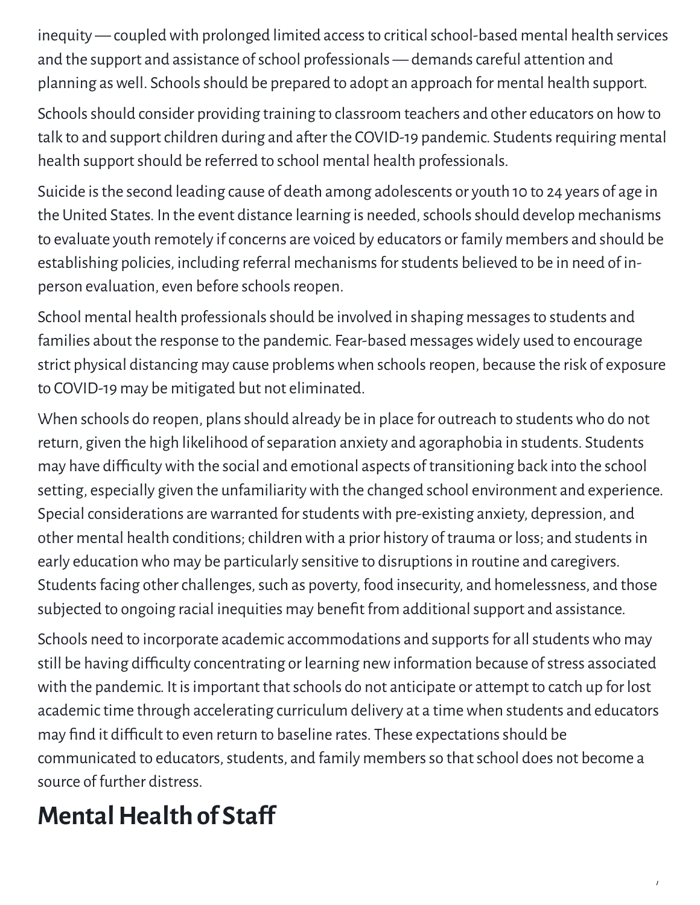inequity — coupled with prolonged limited access to critical school-based mental health services and the support and assistance of school professionals — demands careful attention and planning as well. Schools should be prepared to adopt an approach for mental health support.

Schools should consider providing training to classroom teachers and other educators on how to talk to and support children during and after the COVID-19 pandemic. Students requiring mental health support should be referred to school mental health professionals.

Suicide is the second leading cause of death among adolescents or youth 10 to 24 years of age in the United States. In the event distance learning is needed, schools should develop mechanisms to evaluate youth remotely if concerns are voiced by educators or family members and should be establishing policies, including referral mechanisms for students believed to be in need of in-person evaluation, even before schools reopen.

School mental health professionals should be involved in shaping messages to students and families about the response to the pandemic. Fear-based messages widely used to encourage strict physical distancing may cause problems when schools reopen, because the risk of exposure to COVID-19 may be mitigated but not eliminated.

When schools do reopen, plans should already be in place for outreach to students who do not return, given the high likelihood of separation anxiety and agoraphobia in students. Students may have difficulty with the social and emotional aspects of transitioning back into the school setting, especially given the unfamiliarity with the changed school environment and experience. Special considerations are warranted for students with pre-existing anxiety, depression, and other mental health conditions; children with a prior history of trauma or loss; and students in early education who may be particularly sensitive to disruptions in routine and caregivers. Students facing other challenges, such as poverty, food insecurity, and homelessness, and those subjected to ongoing racial inequities may benefit from additional support and assistance.

Schools need to incorporate academic accommodations and supports for all students who may still be having difficulty concentrating or learning new information because of stress associated with the pandemic. It is important that schools do not anticipate or attempt to catch up for lost academic time through accelerating curriculum delivery at a time when students and educators may find it difficult to even return to baseline rates. These expectations should be communicated to educators, students, and family members so that school does not become a source of further distress.

## Mental Health of Staff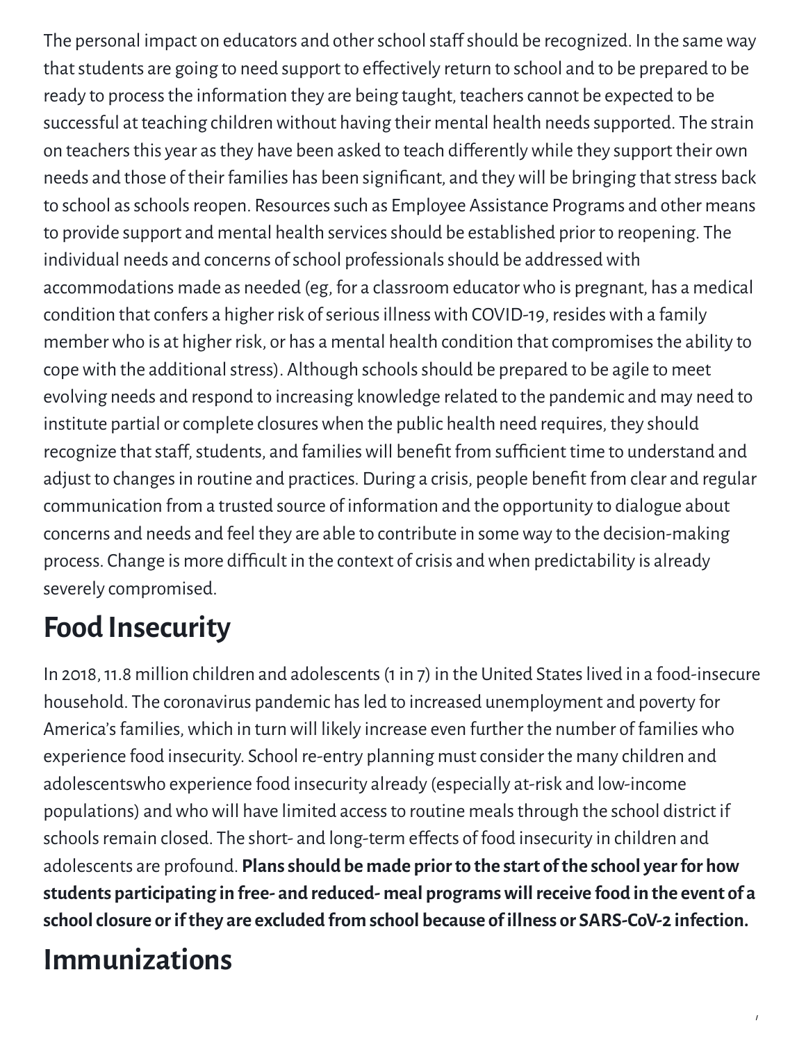The personal impact on educators and other school staff should be recognized. In the same way that students are going to need support to effectively return to school and to be prepared to be ready to process the information they are being taught, teachers cannot be expected to be successful at teaching children without having their mental health needs supported. The strain on teachers this year as they have been asked to teach differently while they support their own needs and those of their families has been significant, and they will be bringing that stress back to school as schools reopen. Resources such as Employee Assistance Programs and other means to provide support and mental health services should be established prior to reopening. The individual needs and concerns of school professionals should be addressed with accommodations made as needed (eg, for a classroom educator who is pregnant, has a medical condition that confers a higher risk of serious illness with COVID-19, resides with a family member who is at higher risk, or has a mental health condition that compromises the ability to cope with the additional stress). Although schools should be prepared to be agile to meet evolving needs and respond to increasing knowledge related to the pandemic and may need to institute partial or complete closures when the public health need requires, they should recognize that staff, students, and families will benefit from sufficient time to understand and adjust to changes in routine and practices. During a crisis, people benefit from clear and regular communication from a trusted source of information and the opportunity to dialogue about concerns and needs and feel they are able to contribute in some way to the decision-making process. Change is more difficult in the context of crisis and when predictability is already severely compromised.

## Food Insecurity

In 2018, 11.8 million children and adolescents (1 in 7) in the United States lived in a food-insecure household. The coronavirus pandemic has led to increased unemployment and poverty for America's families, which in turn will likely increase even further the number of families who experience food insecurity. School re-entry planning must consider the many children and adolescentswho experience food insecurity already (especially at-risk and low-income populations) and who will have limited access to routine meals through the school district if schools remain closed. The short- and long-term effects of food insecurity in children and adolescents are profound. **Plans should be made prior to the start of the school year for how students participating in free- and reduced- meal programs will receive food in the event of a school closure or if they are excluded from school because of illness or SARS-CoV-2 infection.**

## Immunizations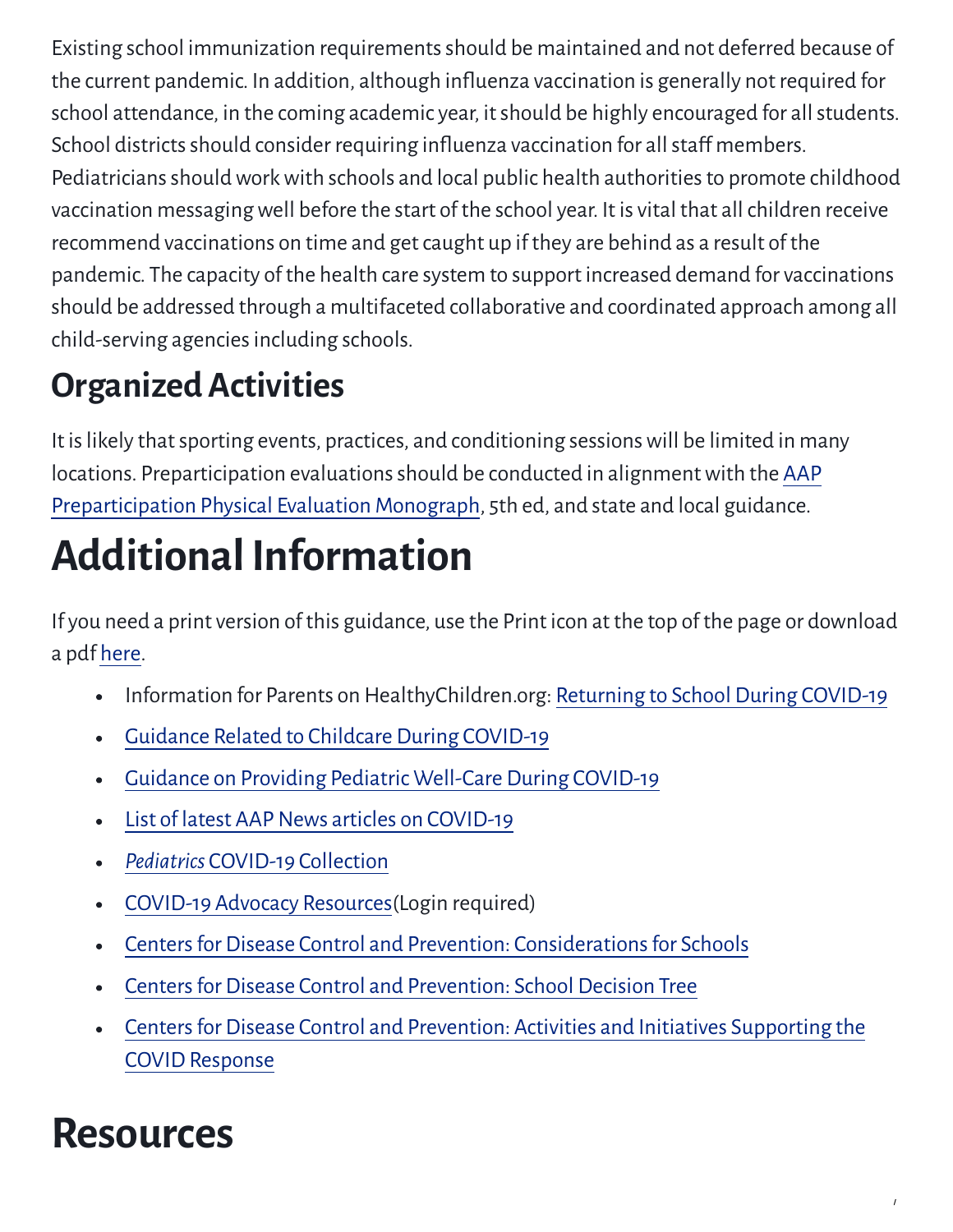Existing school immunization requirements should be maintained and not deferred because of the current pandemic. In addition, although influenza vaccination is generally not required for school attendance, in the coming academic year, it should be highly encouraged for all students. School districts should consider requiring influenza vaccination for all staff members. Pediatricians should work with schools and local public health authorities to promote childhood vaccination messaging well before the start of the school year. It is vital that all children receive recommend vaccinations on time and get caught up if they are behind as a result of the pandemic. The capacity of the health care system to support increased demand for vaccinations should be addressed through a multifaceted collaborative and coordinated approach among all child-serving agencies including schools.

## Organized Activities

It is likely that sporting events, practices, and conditioning sessions will be limited in many locations. Preparticipation evaluations should be conducted in alignment with the AAP Preparticipation Physical Evaluation Monograph, 5th ed, and state and local guidance.

# Additional Information

If you need a print version of this guidance, use the Print icon at the top of the page or download a pdf here.

- Information for Parents on HealthyChildren.org: Returning to School During COVID-19
- Guidance Related to Childcare During COVID-19
- Guidance on Providing Pediatric Well-Care During COVID-19
- List of latest AAP News articles on COVID-19
- *Pediatrics* COVID-19 Collection
- COVID-19 Advocacy Resources(Login required)
- Centers for Disease Control and Prevention: Considerations for Schools
- Centers for Disease Control and Prevention: School Decision Tree
- Centers for Disease Control and Prevention: Activities and Initiatives Supporting the COVID Response

# Resources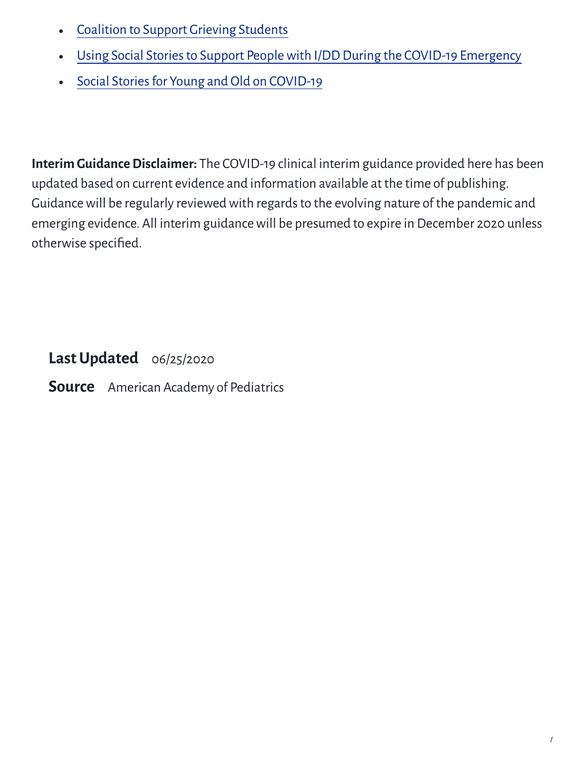- Coalition to Support Grieving Students
- Using Social Stories to Support People with I/DD During the COVID-19 Emergency
- Social Stories for Young and Old on COVID-19

**Interim Guidance Disclaimer:** The COVID-19 clinical interim guidance provided here has been updated based on current evidence and information available at the time of publishing. Guidance will be regularly reviewed with regards to the evolving nature of the pandemic and emerging evidence. All interim guidance will be presumed to expire in December 2020 unless otherwise specified.

**Last Updated** 06/25/2020

**Source** American Academy of Pediatrics